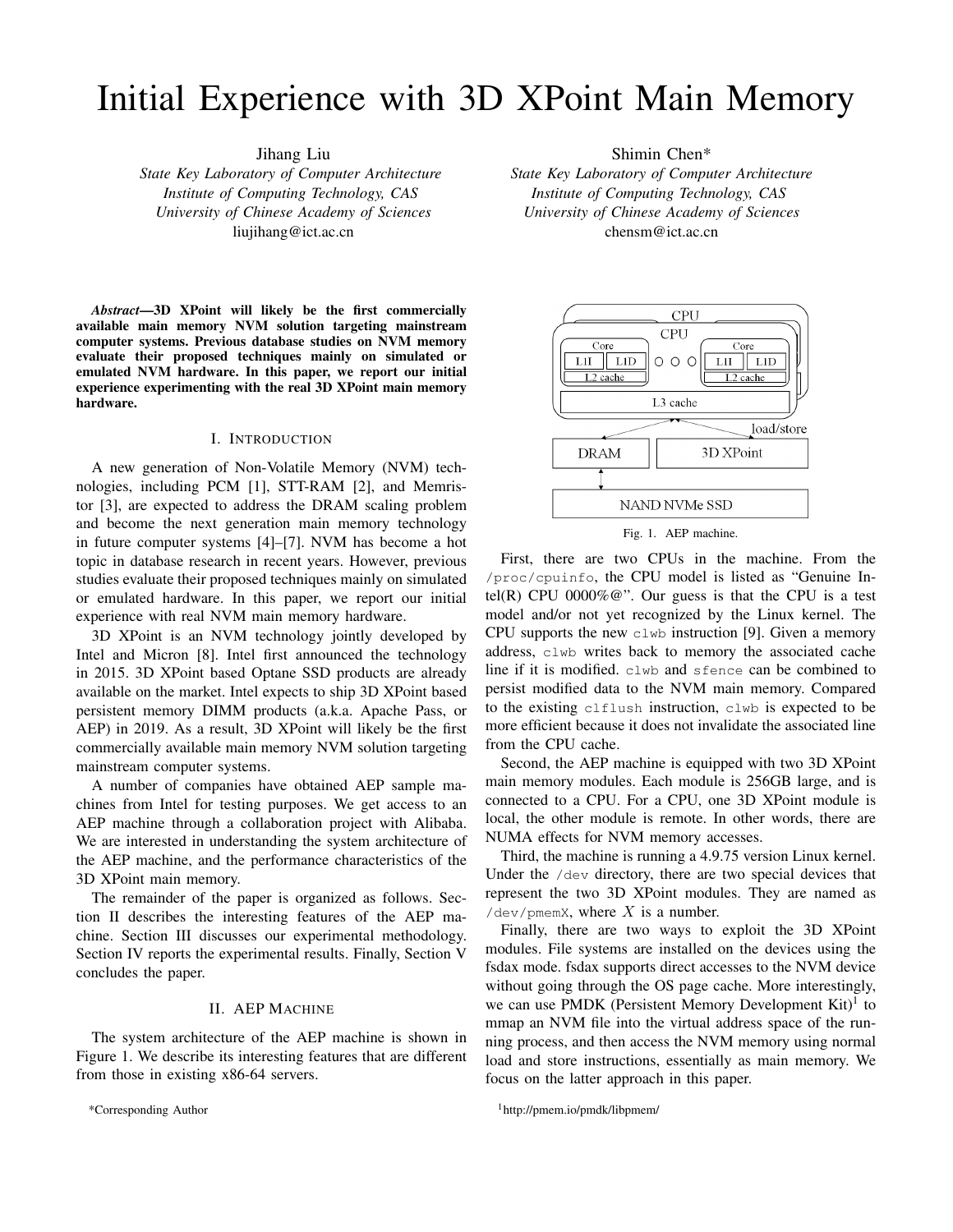# Initial Experience with 3D XPoint Main Memory

Jihang Liu
*State Key Laboratory of Computer Architecture*
*Institute of Computing Technology, CAS*
*University of Chinese Academy of Sciences*
liujihang@ict.ac.cn

Shimin Chen*
*State Key Laboratory of Computer Architecture*
*Institute of Computing Technology, CAS*
*University of Chinese Academy of Sciences*
chensm@ict.ac.cn

***Abstract*—3D XPoint will likely be the first commercially available main memory NVM solution targeting mainstream computer systems. Previous database studies on NVM memory evaluate their proposed techniques mainly on simulated or emulated NVM hardware. In this paper, we report our initial experience experimenting with the real 3D XPoint main memory hardware.**

## I. Introduction

A new generation of Non-Volatile Memory (NVM) technologies, including PCM [1], STT-RAM [2], and Memristor [3], are expected to address the DRAM scaling problem and become the next generation main memory technology in future computer systems [4]–[7]. NVM has become a hot topic in database research in recent years. However, previous studies evaluate their proposed techniques mainly on simulated or emulated hardware. In this paper, we report our initial experience with real NVM main memory hardware.

3D XPoint is an NVM technology jointly developed by Intel and Micron [8]. Intel first announced the technology in 2015. 3D XPoint based Optane SSD products are already available on the market. Intel expects to ship 3D XPoint based persistent memory DIMM products (a.k.a. Apache Pass, or AEP) in 2019. As a result, 3D XPoint will likely be the first commercially available main memory NVM solution targeting mainstream computer systems.

A number of companies have obtained AEP sample machines from Intel for testing purposes. We get access to an AEP machine through a collaboration project with Alibaba. We are interested in understanding the system architecture of the AEP machine, and the performance characteristics of the 3D XPoint main memory.

The remainder of the paper is organized as follows. Section II describes the interesting features of the AEP machine. Section III discusses our experimental methodology. Section IV reports the experimental results. Finally, Section V concludes the paper.

## II. AEP Machine

The system architecture of the AEP machine is shown in Figure 1. We describe its interesting features that are different from those in existing x86-64 servers.

Fig. 1. AEP machine.

First, there are two CPUs in the machine. From the `/proc/cpuinfo`, the CPU model is listed as "Genuine Intel(R) CPU 0000%@". Our guess is that the CPU is a test model and/or not yet recognized by the Linux kernel. The CPU supports the new `clwb` instruction [9]. Given a memory address, `clwb` writes back to memory the associated cache line if it is modified. `clwb` and `sfence` can be combined to persist modified data to the NVM main memory. Compared to the existing `clflush` instruction, `clwb` is expected to be more efficient because it does not invalidate the associated line from the CPU cache.

Second, the AEP machine is equipped with two 3D XPoint main memory modules. Each module is 256GB large, and is connected to a CPU. For a CPU, one 3D XPoint module is local, the other module is remote. In other words, there are NUMA effects for NVM memory accesses.

Third, the machine is running a 4.9.75 version Linux kernel. Under the `/dev` directory, there are two special devices that represent the two 3D XPoint modules. They are named as `/dev/pmemX`, where $X$ is a number.

Finally, there are two ways to exploit the 3D XPoint modules. File systems are installed on the devices using the fsdax mode. fsdax supports direct accesses to the NVM device without going through the OS page cache. More interestingly, we can use PMDK (Persistent Memory Development Kit)[1] to mmap an NVM file into the virtual address space of the running process, and then access the NVM memory using normal load and store instructions, essentially as main memory. We focus on the latter approach in this paper.

*Corresponding Author

[1] http://pmem.io/pmdk/libpmem/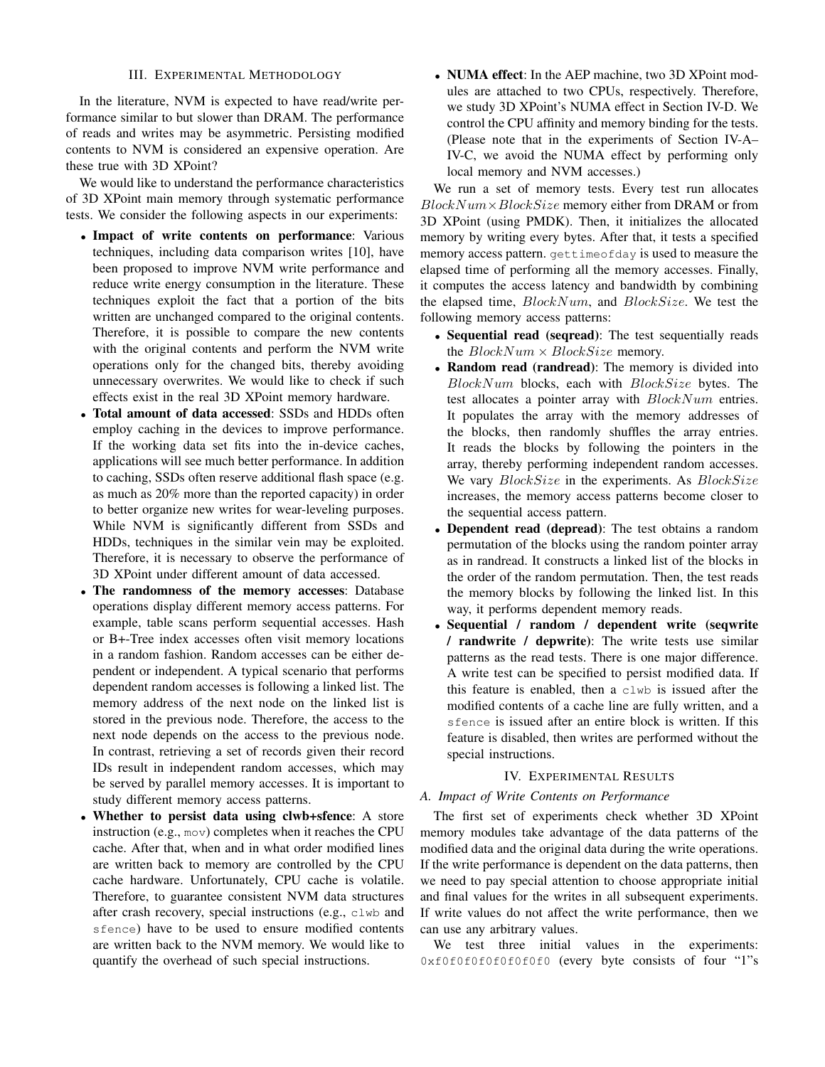## III. Experimental Methodology

In the literature, NVM is expected to have read/write performance similar to but slower than DRAM. The performance of reads and writes may be asymmetric. Persisting modified contents to NVM is considered an expensive operation. Are these true with 3D XPoint?

We would like to understand the performance characteristics of 3D XPoint main memory through systematic performance tests. We consider the following aspects in our experiments:

- **Impact of write contents on performance**: Various techniques, including data comparison writes [10], have been proposed to improve NVM write performance and reduce write energy consumption in the literature. These techniques exploit the fact that a portion of the bits written are unchanged compared to the original contents. Therefore, it is possible to compare the new contents with the original contents and perform the NVM write operations only for the changed bits, thereby avoiding unnecessary overwrites. We would like to check if such effects exist in the real 3D XPoint memory hardware.
- **Total amount of data accessed**: SSDs and HDDs often employ caching in the devices to improve performance. If the working data set fits into the in-device caches, applications will see much better performance. In addition to caching, SSDs often reserve additional flash space (e.g. as much as 20% more than the reported capacity) in order to better organize new writes for wear-leveling purposes. While NVM is significantly different from SSDs and HDDs, techniques in the similar vein may be exploited. Therefore, it is necessary to observe the performance of 3D XPoint under different amount of data accessed.
- **The randomness of the memory accesses**: Database operations display different memory access patterns. For example, table scans perform sequential accesses. Hash or B+-Tree index accesses often visit memory locations in a random fashion. Random accesses can be either dependent or independent. A typical scenario that performs dependent random accesses is following a linked list. The memory address of the next node on the linked list is stored in the previous node. Therefore, the access to the next node depends on the access to the previous node. In contrast, retrieving a set of records given their record IDs result in independent random accesses, which may be served by parallel memory accesses. It is important to study different memory access patterns.
- **Whether to persist data using clwb+sfence**: A store instruction (e.g., `mov`) completes when it reaches the CPU cache. After that, when and in what order modified lines are written back to memory are controlled by the CPU cache hardware. Unfortunately, CPU cache is volatile. Therefore, to guarantee consistent NVM data structures after crash recovery, special instructions (e.g., `clwb` and `sfence`) have to be used to ensure modified contents are written back to the NVM memory. We would like to quantify the overhead of such special instructions.
- **NUMA effect**: In the AEP machine, two 3D XPoint modules are attached to two CPUs, respectively. Therefore, we study 3D XPoint's NUMA effect in Section IV-D. We control the CPU affinity and memory binding for the tests. (Please note that in the experiments of Section IV-A–IV-C, we avoid the NUMA effect by performing only local memory and NVM accesses.)

We run a set of memory tests. Every test run allocates $BlockNum \times BlockSize$ memory either from DRAM or from 3D XPoint (using PMDK). Then, it initializes the allocated memory by writing every bytes. After that, it tests a specified memory access pattern. `gettimeofday` is used to measure the elapsed time of performing all the memory accesses. Finally, it computes the access latency and bandwidth by combining the elapsed time, $BlockNum$, and $BlockSize$. We test the following memory access patterns:

- **Sequential read (seqread)**: The test sequentially reads the $BlockNum \times BlockSize$ memory.
- **Random read (randread)**: The memory is divided into $BlockNum$ blocks, each with $BlockSize$ bytes. The test allocates a pointer array with $BlockNum$ entries. It populates the array with the memory addresses of the blocks, then randomly shuffles the array entries. It reads the blocks by following the pointers in the array, thereby performing independent random accesses. We vary $BlockSize$ in the experiments. As $BlockSize$ increases, the memory access patterns become closer to the sequential access pattern.
- **Dependent read (depread)**: The test obtains a random permutation of the blocks using the random pointer array as in randread. It constructs a linked list of the blocks in the order of the random permutation. Then, the test reads the memory blocks by following the linked list. In this way, it performs dependent memory reads.
- **Sequential / random / dependent write (seqwrite / randwrite / depwrite)**: The write tests use similar patterns as the read tests. There is one major difference. A write test can be specified to persist modified data. If this feature is enabled, then a `clwb` is issued after the modified contents of a cache line are fully written, and a `sfence` is issued after an entire block is written. If this feature is disabled, then writes are performed without the special instructions.

## IV. Experimental Results

### A. Impact of Write Contents on Performance

The first set of experiments check whether 3D XPoint memory modules take advantage of the data patterns of the modified data and the original data during the write operations. If the write performance is dependent on the data patterns, then we need to pay special attention to choose appropriate initial and final values for the writes in all subsequent experiments. If write values do not affect the write performance, then we can use any arbitrary values.

We test three initial values in the experiments: `0xf0f0f0f0f0f0f0f0` (every byte consists of four "1"s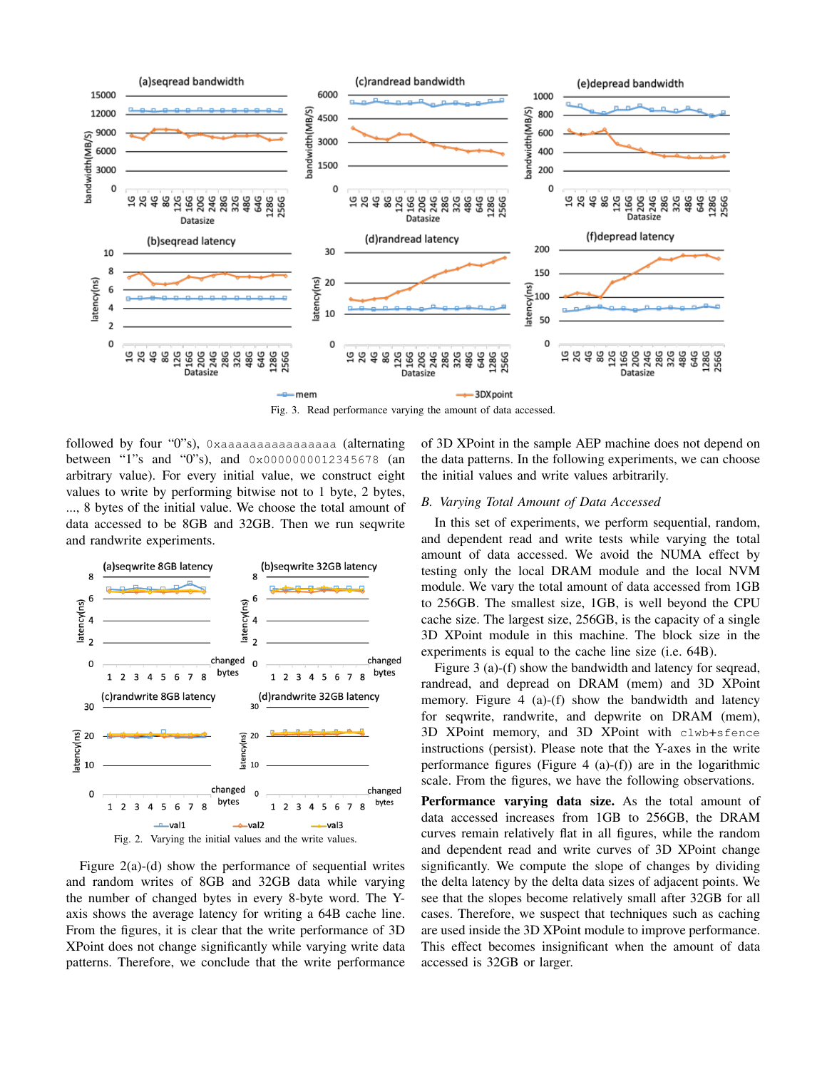Fig. 3. Read performance varying the amount of data accessed.

followed by four "0"s), 0xaaaaaaaaaaaaaaaa (alternating between "1"s and "0"s), and 0x0000000012345678 (an arbitrary value). For every initial value, we construct eight values to write by performing bitwise not to 1 byte, 2 bytes, ..., 8 bytes of the initial value. We choose the total amount of data accessed to be 8GB and 32GB. Then we run seqwrite and randwrite experiments.

Fig. 2. Varying the initial values and the write values.

Figure 2(a)-(d) show the performance of sequential writes and random writes of 8GB and 32GB data while varying the number of changed bytes in every 8-byte word. The Y-axis shows the average latency for writing a 64B cache line. From the figures, it is clear that the write performance of 3D XPoint does not change significantly while varying write data patterns. Therefore, we conclude that the write performance of 3D XPoint in the sample AEP machine does not depend on the data patterns. In the following experiments, we can choose the initial values and write values arbitrarily.

### B. Varying Total Amount of Data Accessed

In this set of experiments, we perform sequential, random, and dependent read and write tests while varying the total amount of data accessed. We avoid the NUMA effect by testing only the local DRAM module and the local NVM module. We vary the total amount of data accessed from 1GB to 256GB. The smallest size, 1GB, is well beyond the CPU cache size. The largest size, 256GB, is the capacity of a single 3D XPoint module in this machine. The block size in the experiments is equal to the cache line size (i.e. 64B).

Figure 3 (a)-(f) show the bandwidth and latency for seqread, randread, and depread on DRAM (mem) and 3D XPoint memory. Figure 4 (a)-(f) show the bandwidth and latency for seqwrite, randwrite, and depwrite on DRAM (mem), 3D XPoint memory, and 3D XPoint with clwb+sfence instructions (persist). Please note that the Y-axes in the write performance figures (Figure 4 (a)-(f)) are in the logarithmic scale. From the figures, we have the following observations.

**Performance varying data size.** As the total amount of data accessed increases from 1GB to 256GB, the DRAM curves remain relatively flat in all figures, while the random and dependent read and write curves of 3D XPoint change significantly. We compute the slope of changes by dividing the delta latency by the delta data sizes of adjacent points. We see that the slopes become relatively small after 32GB for all cases. Therefore, we suspect that techniques such as caching are used inside the 3D XPoint module to improve performance. This effect becomes insignificant when the amount of data accessed is 32GB or larger.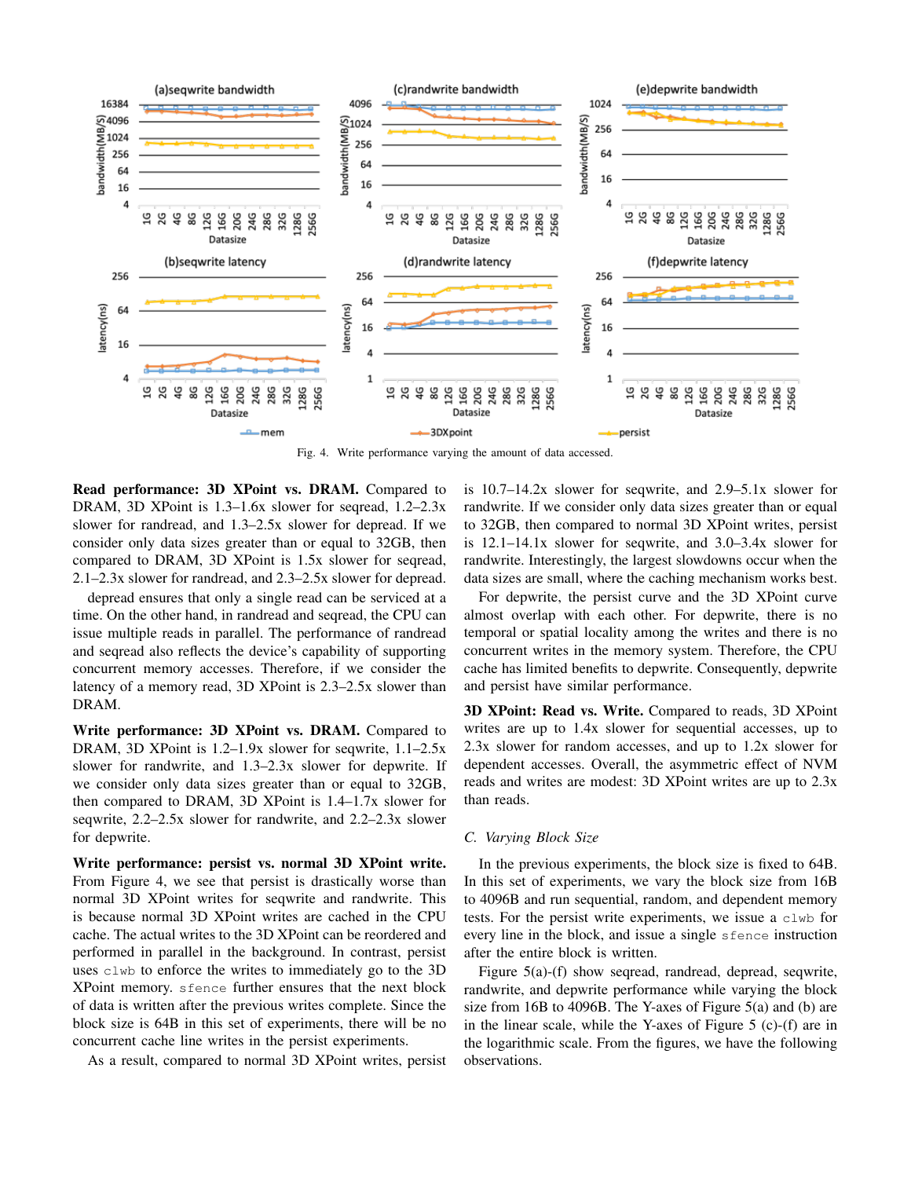Fig. 4. Write performance varying the amount of data accessed.

**Read performance: 3D XPoint vs. DRAM.** Compared to DRAM, 3D XPoint is 1.3–1.6x slower for seqread, 1.2–2.3x slower for randread, and 1.3–2.5x slower for depread. If we consider only data sizes greater than or equal to 32GB, then compared to DRAM, 3D XPoint is 1.5x slower for seqread, 2.1–2.3x slower for randread, and 2.3–2.5x slower for depread.

depread ensures that only a single read can be serviced at a time. On the other hand, in randread and seqread, the CPU can issue multiple reads in parallel. The performance of randread and seqread also reflects the device's capability of supporting concurrent memory accesses. Therefore, if we consider the latency of a memory read, 3D XPoint is 2.3–2.5x slower than DRAM.

**Write performance: 3D XPoint vs. DRAM.** Compared to DRAM, 3D XPoint is 1.2–1.9x slower for seqwrite, 1.1–2.5x slower for randwrite, and 1.3–2.3x slower for depwrite. If we consider only data sizes greater than or equal to 32GB, then compared to DRAM, 3D XPoint is 1.4–1.7x slower for seqwrite, 2.2–2.5x slower for randwrite, and 2.2–2.3x slower for depwrite.

**Write performance: persist vs. normal 3D XPoint write.** From Figure 4, we see that persist is drastically worse than normal 3D XPoint writes for seqwrite and randwrite. This is because normal 3D XPoint writes are cached in the CPU cache. The actual writes to the 3D XPoint can be reordered and performed in parallel in the background. In contrast, persist uses `clwb` to enforce the writes to immediately go to the 3D XPoint memory. `sfence` further ensures that the next block of data is written after the previous writes complete. Since the block size is 64B in this set of experiments, there will be no concurrent cache line writes in the persist experiments.

As a result, compared to normal 3D XPoint writes, persist is 10.7–14.2x slower for seqwrite, and 2.9–5.1x slower for randwrite. If we consider only data sizes greater than or equal to 32GB, then compared to normal 3D XPoint writes, persist is 12.1–14.1x slower for seqwrite, and 3.0–3.4x slower for randwrite. Interestingly, the largest slowdowns occur when the data sizes are small, where the caching mechanism works best.

For depwrite, the persist curve and the 3D XPoint curve almost overlap with each other. For depwrite, there is no temporal or spatial locality among the writes and there is no concurrent writes in the memory system. Therefore, the CPU cache has limited benefits to depwrite. Consequently, depwrite and persist have similar performance.

**3D XPoint: Read vs. Write.** Compared to reads, 3D XPoint writes are up to 1.4x slower for sequential accesses, up to 2.3x slower for random accesses, and up to 1.2x slower for dependent accesses. Overall, the asymmetric effect of NVM reads and writes are modest: 3D XPoint writes are up to 2.3x than reads.

### C. Varying Block Size

In the previous experiments, the block size is fixed to 64B. In this set of experiments, we vary the block size from 16B to 4096B and run sequential, random, and dependent memory tests. For the persist write experiments, we issue a `clwb` for every line in the block, and issue a single `sfence` instruction after the entire block is written.

Figure 5(a)-(f) show seqread, randread, depread, seqwrite, randwrite, and depwrite performance while varying the block size from 16B to 4096B. The Y-axes of Figure 5(a) and (b) are in the linear scale, while the Y-axes of Figure 5 (c)-(f) are in the logarithmic scale. From the figures, we have the following observations.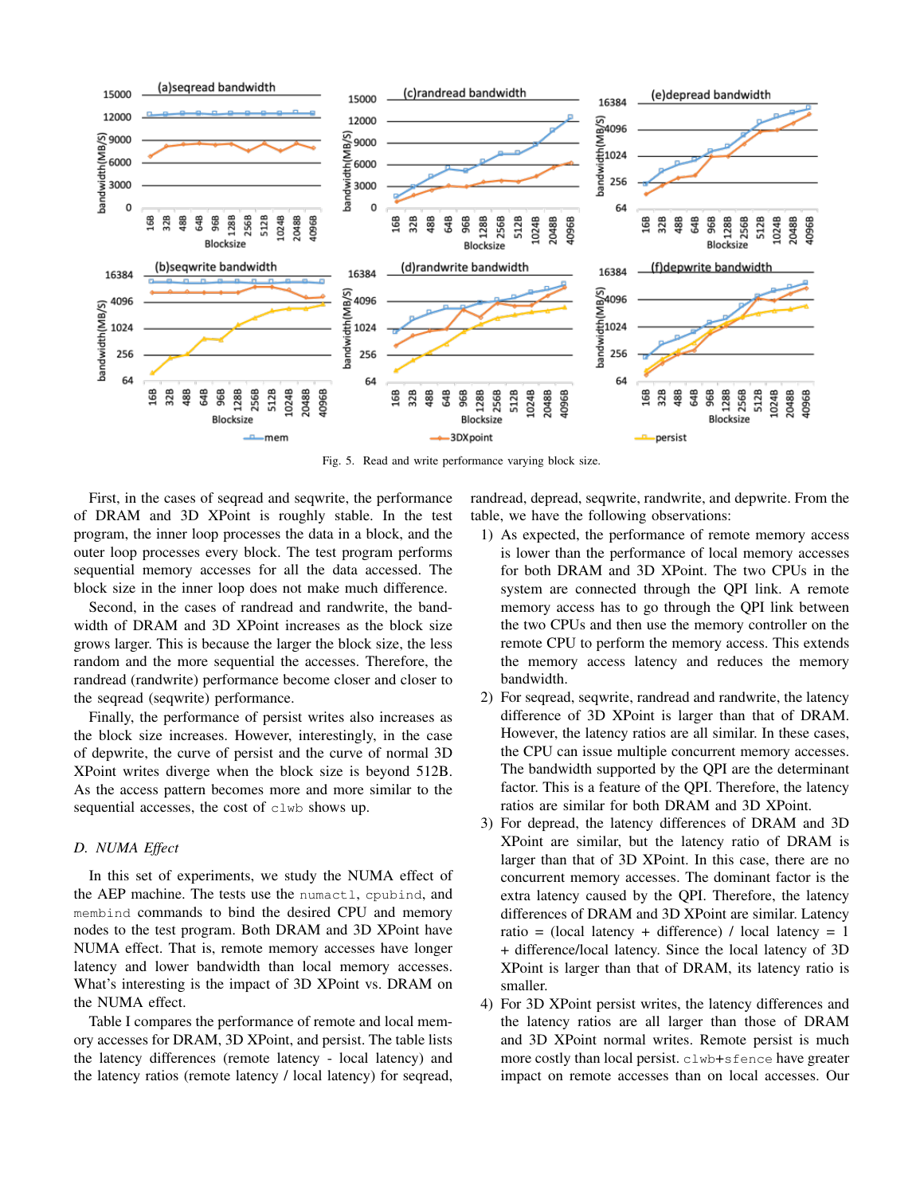Fig. 5. Read and write performance varying block size.

First, in the cases of seqread and seqwrite, the performance of DRAM and 3D XPoint is roughly stable. In the test program, the inner loop processes the data in a block, and the outer loop processes every block. The test program performs sequential memory accesses for all the data accessed. The block size in the inner loop does not make much difference.

Second, in the cases of randread and randwrite, the bandwidth of DRAM and 3D XPoint increases as the block size grows larger. This is because the larger the block size, the less random and the more sequential the accesses. Therefore, the randread (randwrite) performance become closer and closer to the seqread (seqwrite) performance.

Finally, the performance of persist writes also increases as the block size increases. However, interestingly, in the case of depwrite, the curve of persist and the curve of normal 3D XPoint writes diverge when the block size is beyond 512B. As the access pattern becomes more and more similar to the sequential accesses, the cost of `clwb` shows up.

### D. NUMA Effect

In this set of experiments, we study the NUMA effect of the AEP machine. The tests use the `numactl`, `cpubind`, and `membind` commands to bind the desired CPU and memory nodes to the test program. Both DRAM and 3D XPoint have NUMA effect. That is, remote memory accesses have longer latency and lower bandwidth than local memory accesses. What's interesting is the impact of 3D XPoint vs. DRAM on the NUMA effect.

Table I compares the performance of remote and local memory accesses for DRAM, 3D XPoint, and persist. The table lists the latency differences (remote latency - local latency) and the latency ratios (remote latency / local latency) for seqread, randread, depread, seqwrite, randwrite, and depwrite. From the table, we have the following observations:

1) As expected, the performance of remote memory access is lower than the performance of local memory accesses for both DRAM and 3D XPoint. The two CPUs in the system are connected through the QPI link. A remote memory access has to go through the QPI link between the two CPUs and then use the memory controller on the remote CPU to perform the memory access. This extends the memory access latency and reduces the memory bandwidth.
2) For seqread, seqwrite, randread and randwrite, the latency difference of 3D XPoint is larger than that of DRAM. However, the latency ratios are all similar. In these cases, the CPU can issue multiple concurrent memory accesses. The bandwidth supported by the QPI are the determinant factor. This is a feature of the QPI. Therefore, the latency ratios are similar for both DRAM and 3D XPoint.
3) For depread, the latency differences of DRAM and 3D XPoint are similar, but the latency ratio of DRAM is larger than that of 3D XPoint. In this case, there are no concurrent memory accesses. The dominant factor is the extra latency caused by the QPI. Therefore, the latency differences of DRAM and 3D XPoint are similar. Latency ratio = (local latency + difference) / local latency = 1 + difference/local latency. Since the local latency of 3D XPoint is larger than that of DRAM, its latency ratio is smaller.
4) For 3D XPoint persist writes, the latency differences and the latency ratios are all larger than those of DRAM and 3D XPoint normal writes. Remote persist is much more costly than local persist. `clwb+sfence` have greater impact on remote accesses than on local accesses. Our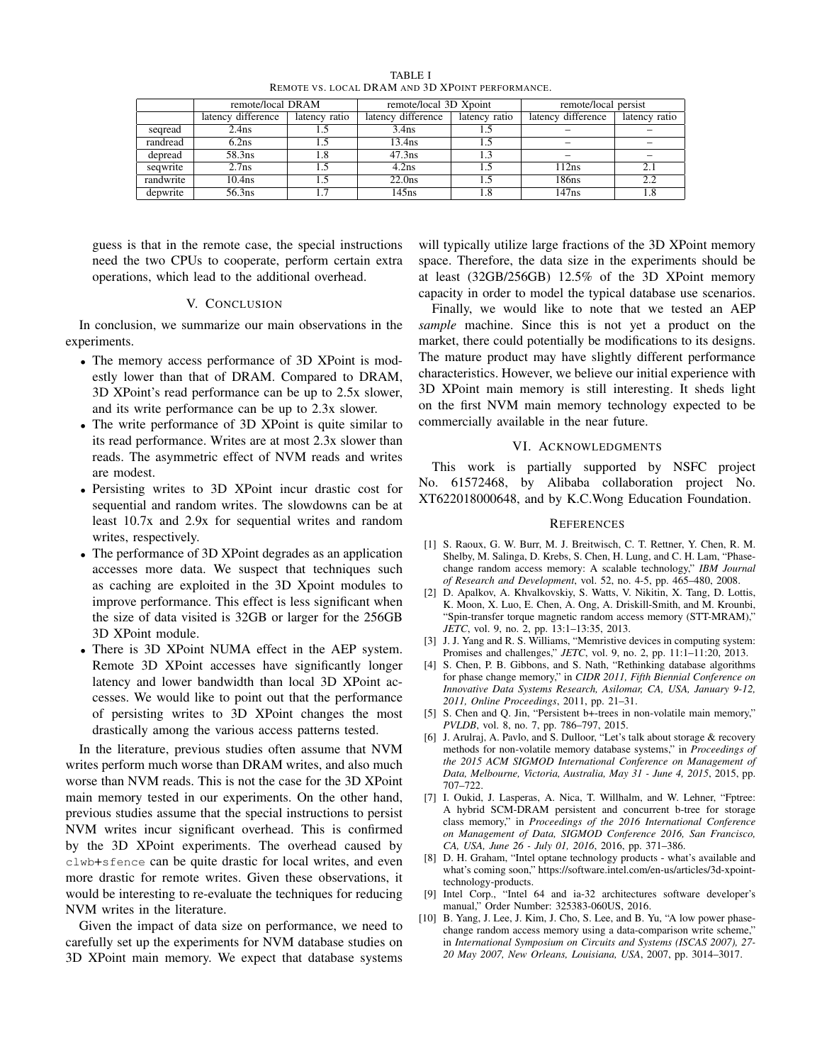TABLE I
REMOTE VS. LOCAL DRAM AND 3D XPOINT PERFORMANCE.

| | remote/local DRAM | | remote/local 3D Xpoint | | remote/local persist | |
|---|---|---|---|---|---|---|
| | latency difference | latency ratio | latency difference | latency ratio | latency difference | latency ratio |
| seqread | 2.4ns | 1.5 | 3.4ns | 1.5 | – | – |
| randread | 6.2ns | 1.5 | 13.4ns | 1.5 | – | – |
| depread | 58.3ns | 1.8 | 47.3ns | 1.3 | – | – |
| seqwrite | 2.7ns | 1.5 | 4.2ns | 1.5 | 112ns | 2.1 |
| randwrite | 10.4ns | 1.5 | 22.0ns | 1.5 | 186ns | 2.2 |
| depwrite | 56.3ns | 1.7 | 145ns | 1.8 | 147ns | 1.8 |

guess is that in the remote case, the special instructions need the two CPUs to cooperate, perform certain extra operations, which lead to the additional overhead.

## V. CONCLUSION

In conclusion, we summarize our main observations in the experiments.

- The memory access performance of 3D XPoint is modestly lower than that of DRAM. Compared to DRAM, 3D XPoint's read performance can be up to 2.5x slower, and its write performance can be up to 2.3x slower.
- The write performance of 3D XPoint is quite similar to its read performance. Writes are at most 2.3x slower than reads. The asymmetric effect of NVM reads and writes are modest.
- Persisting writes to 3D XPoint incur drastic cost for sequential and random writes. The slowdowns can be at least 10.7x and 2.9x for sequential writes and random writes, respectively.
- The performance of 3D XPoint degrades as an application accesses more data. We suspect that techniques such as caching are exploited in the 3D Xpoint modules to improve performance. This effect is less significant when the size of data visited is 32GB or larger for the 256GB 3D XPoint module.
- There is 3D XPoint NUMA effect in the AEP system. Remote 3D XPoint accesses have significantly longer latency and lower bandwidth than local 3D XPoint accesses. We would like to point out that the performance of persisting writes to 3D XPoint changes the most drastically among the various access patterns tested.

In the literature, previous studies often assume that NVM writes perform much worse than DRAM writes, and also much worse than NVM reads. This is not the case for the 3D XPoint main memory tested in our experiments. On the other hand, previous studies assume that the special instructions to persist NVM writes incur significant overhead. This is confirmed by the 3D XPoint experiments. The overhead caused by `clwb`+`sfence` can be quite drastic for local writes, and even more drastic for remote writes. Given these observations, it would be interesting to re-evaluate the techniques for reducing NVM writes in the literature.

Given the impact of data size on performance, we need to carefully set up the experiments for NVM database studies on 3D XPoint main memory. We expect that database systems will typically utilize large fractions of the 3D XPoint memory space. Therefore, the data size in the experiments should be at least (32GB/256GB) 12.5% of the 3D XPoint memory capacity in order to model the typical database use scenarios.

Finally, we would like to note that we tested an AEP *sample* machine. Since this is not yet a product on the market, there could potentially be modifications to its designs. The mature product may have slightly different performance characteristics. However, we believe our initial experience with 3D XPoint main memory is still interesting. It sheds light on the first NVM main memory technology expected to be commercially available in the near future.

## VI. ACKNOWLEDGMENTS

This work is partially supported by NSFC project No. 61572468, by Alibaba collaboration project No. XT622018000648, and by K.C.Wong Education Foundation.

## REFERENCES

[1] S. Raoux, G. W. Burr, M. J. Breitwisch, C. T. Rettner, Y. Chen, R. M. Shelby, M. Salinga, D. Krebs, S. Chen, H. Lung, and C. H. Lam, "Phase-change random access memory: A scalable technology," *IBM Journal of Research and Development*, vol. 52, no. 4-5, pp. 465–480, 2008.

[2] D. Apalkov, A. Khvalkovskiy, S. Watts, V. Nikitin, X. Tang, D. Lottis, K. Moon, X. Luo, E. Chen, A. Ong, A. Driskill-Smith, and M. Krounbi, "Spin-transfer torque magnetic random access memory (STT-MRAM)," *JETC*, vol. 9, no. 2, pp. 13:1–13:35, 2013.

[3] J. J. Yang and R. S. Williams, "Memristive devices in computing system: Promises and challenges," *JETC*, vol. 9, no. 2, pp. 11:1–11:20, 2013.

[4] S. Chen, P. B. Gibbons, and S. Nath, "Rethinking database algorithms for phase change memory," in *CIDR 2011, Fifth Biennial Conference on Innovative Data Systems Research, Asilomar, CA, USA, January 9-12, 2011, Online Proceedings*, 2011, pp. 21–31.

[5] S. Chen and Q. Jin, "Persistent b+-trees in non-volatile main memory," *PVLDB*, vol. 8, no. 7, pp. 786–797, 2015.

[6] J. Arulraj, A. Pavlo, and S. Dulloor, "Let's talk about storage & recovery methods for non-volatile memory database systems," in *Proceedings of the 2015 ACM SIGMOD International Conference on Management of Data, Melbourne, Victoria, Australia, May 31 - June 4, 2015*, 2015, pp. 707–722.

[7] I. Oukid, J. Lasperas, A. Nica, T. Willhalm, and W. Lehner, "Fptree: A hybrid SCM-DRAM persistent and concurrent b-tree for storage class memory," in *Proceedings of the 2016 International Conference on Management of Data, SIGMOD Conference 2016, San Francisco, CA, USA, June 26 - July 01, 2016*, 2016, pp. 371–386.

[8] D. H. Graham, "Intel optane technology products - what's available and what's coming soon," https://software.intel.com/en-us/articles/3d-xpoint-technology-products.

[9] Intel Corp., "Intel 64 and ia-32 architectures software developer's manual," Order Number: 325383-060US, 2016.

[10] B. Yang, J. Lee, J. Kim, J. Cho, S. Lee, and B. Yu, "A low power phase-change random access memory using a data-comparison write scheme," in *International Symposium on Circuits and Systems (ISCAS 2007), 27-20 May 2007, New Orleans, Louisiana, USA*, 2007, pp. 3014–3017.